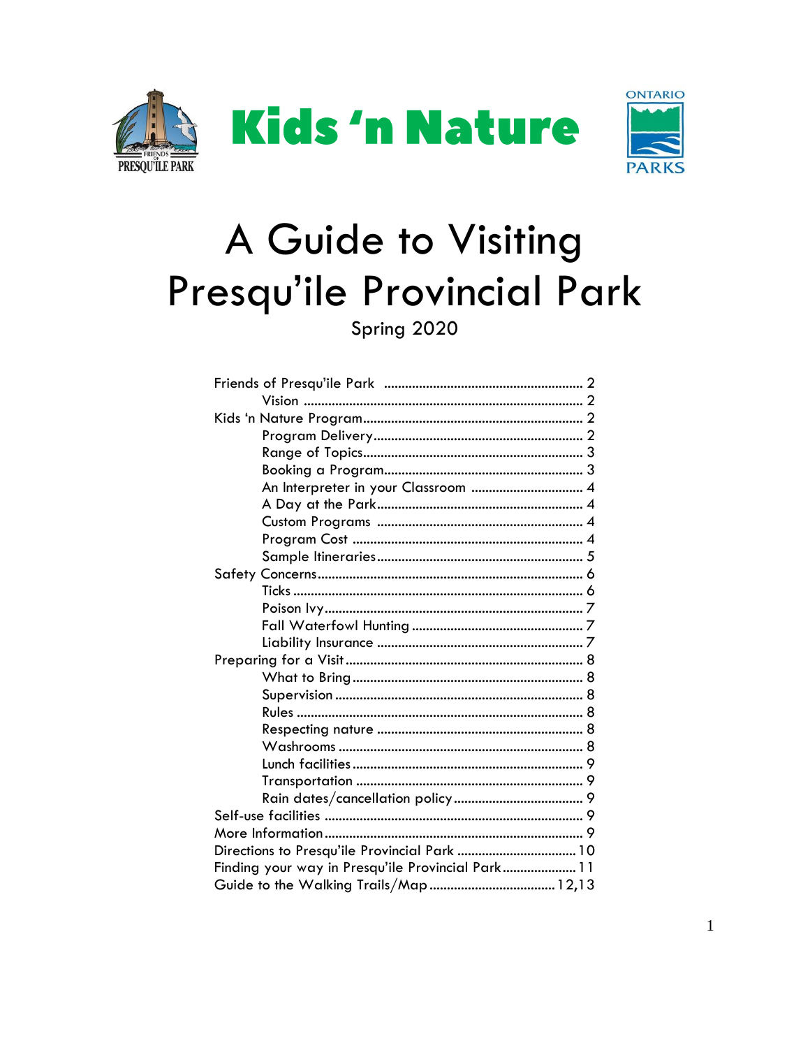# Kids 'n Nature

# A Guide to Visiting Presqu'ile Provincial Park

Spring 2020

| | |
|---|---|
| Friends of Presqu'ile Park | 2 |
| Vision | 2 |
| Kids 'n Nature Program | 2 |
| Program Delivery | 2 |
| Range of Topics | 3 |
| Booking a Program | 3 |
| An Interpreter in your Classroom | 4 |
| A Day at the Park | 4 |
| Custom Programs | 4 |
| Program Cost | 4 |
| Sample Itineraries | 5 |
| Safety Concerns | 6 |
| Ticks | 6 |
| Poison Ivy | 7 |
| Fall Waterfowl Hunting | 7 |
| Liability Insurance | 7 |
| Preparing for a Visit | 8 |
| What to Bring | 8 |
| Supervision | 8 |
| Rules | 8 |
| Respecting nature | 8 |
| Washrooms | 8 |
| Lunch facilities | 9 |
| Transportation | 9 |
| Rain dates/cancellation policy | 9 |
| Self-use facilities | 9 |
| More Information | 9 |
| Directions to Presqu'ile Provincial Park | 10 |
| Finding your way in Presqu'ile Provincial Park | 11 |
| Guide to the Walking Trails/Map | 12,13 |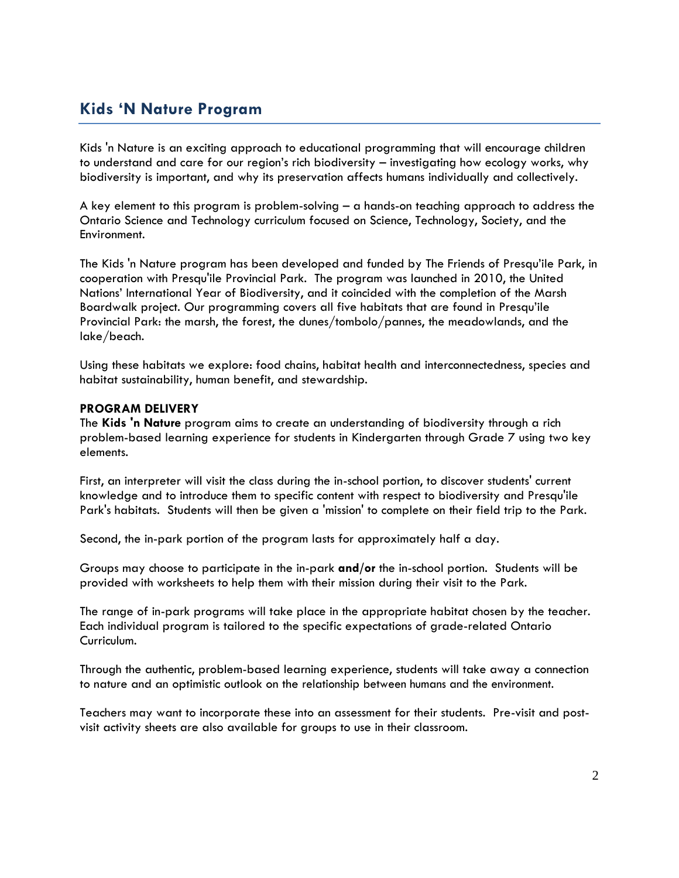## Kids 'N Nature Program

Kids 'n Nature is an exciting approach to educational programming that will encourage children to understand and care for our region's rich biodiversity – investigating how ecology works, why biodiversity is important, and why its preservation affects humans individually and collectively.

A key element to this program is problem-solving – a hands-on teaching approach to address the Ontario Science and Technology curriculum focused on Science, Technology, Society, and the Environment.

The Kids 'n Nature program has been developed and funded by The Friends of Presqu'ile Park, in cooperation with Presqu'ile Provincial Park. The program was launched in 2010, the United Nations' International Year of Biodiversity, and it coincided with the completion of the Marsh Boardwalk project. Our programming covers all five habitats that are found in Presqu'ile Provincial Park: the marsh, the forest, the dunes/tombolo/pannes, the meadowlands, and the lake/beach.

Using these habitats we explore: food chains, habitat health and interconnectedness, species and habitat sustainability, human benefit, and stewardship.

**PROGRAM DELIVERY**

The **Kids 'n Nature** program aims to create an understanding of biodiversity through a rich problem-based learning experience for students in Kindergarten through Grade 7 using two key elements.

First, an interpreter will visit the class during the in-school portion, to discover students' current knowledge and to introduce them to specific content with respect to biodiversity and Presqu'ile Park's habitats. Students will then be given a 'mission' to complete on their field trip to the Park.

Second, the in-park portion of the program lasts for approximately half a day.

Groups may choose to participate in the in-park **and/or** the in-school portion. Students will be provided with worksheets to help them with their mission during their visit to the Park.

The range of in-park programs will take place in the appropriate habitat chosen by the teacher. Each individual program is tailored to the specific expectations of grade-related Ontario Curriculum.

Through the authentic, problem-based learning experience, students will take away a connection to nature and an optimistic outlook on the relationship between humans and the environment.

Teachers may want to incorporate these into an assessment for their students. Pre-visit and post-visit activity sheets are also available for groups to use in their classroom.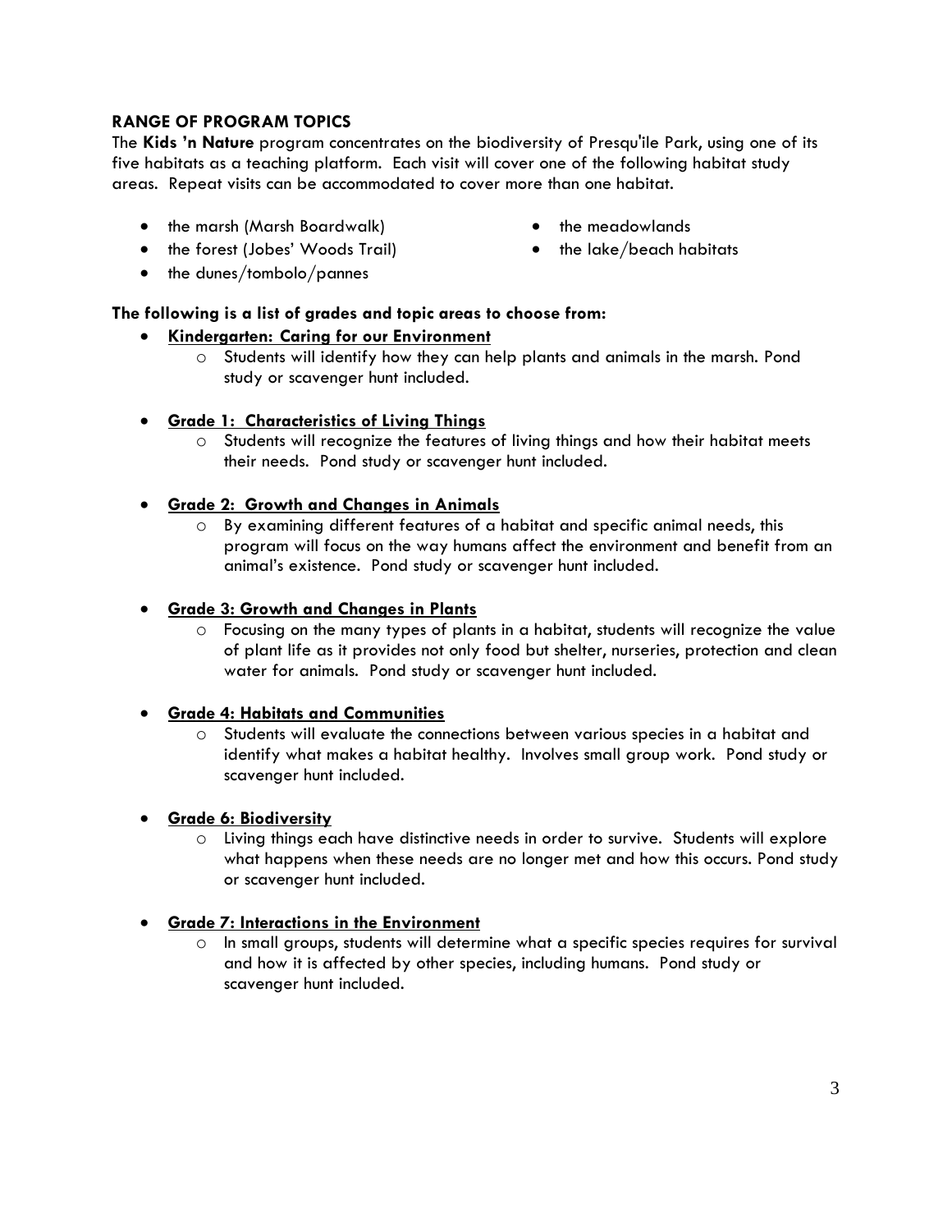## RANGE OF PROGRAM TOPICS

The **Kids 'n Nature** program concentrates on the biodiversity of Presqu'ile Park, using one of its five habitats as a teaching platform. Each visit will cover one of the following habitat study areas. Repeat visits can be accommodated to cover more than one habitat.

- the marsh (Marsh Boardwalk)
- the forest (Jobes' Woods Trail)
- the dunes/tombolo/pannes
- the meadowlands
- the lake/beach habitats

**The following is a list of grades and topic areas to choose from:**

- **Kindergarten: Caring for our Environment**
  - Students will identify how they can help plants and animals in the marsh. Pond study or scavenger hunt included.
- **Grade 1: Characteristics of Living Things**
  - Students will recognize the features of living things and how their habitat meets their needs. Pond study or scavenger hunt included.
- **Grade 2: Growth and Changes in Animals**
  - By examining different features of a habitat and specific animal needs, this program will focus on the way humans affect the environment and benefit from an animal's existence. Pond study or scavenger hunt included.
- **Grade 3: Growth and Changes in Plants**
  - Focusing on the many types of plants in a habitat, students will recognize the value of plant life as it provides not only food but shelter, nurseries, protection and clean water for animals. Pond study or scavenger hunt included.
- **Grade 4: Habitats and Communities**
  - Students will evaluate the connections between various species in a habitat and identify what makes a habitat healthy. Involves small group work. Pond study or scavenger hunt included.
- **Grade 6: Biodiversity**
  - Living things each have distinctive needs in order to survive. Students will explore what happens when these needs are no longer met and how this occurs. Pond study or scavenger hunt included.
- **Grade 7: Interactions in the Environment**
  - In small groups, students will determine what a specific species requires for survival and how it is affected by other species, including humans. Pond study or scavenger hunt included.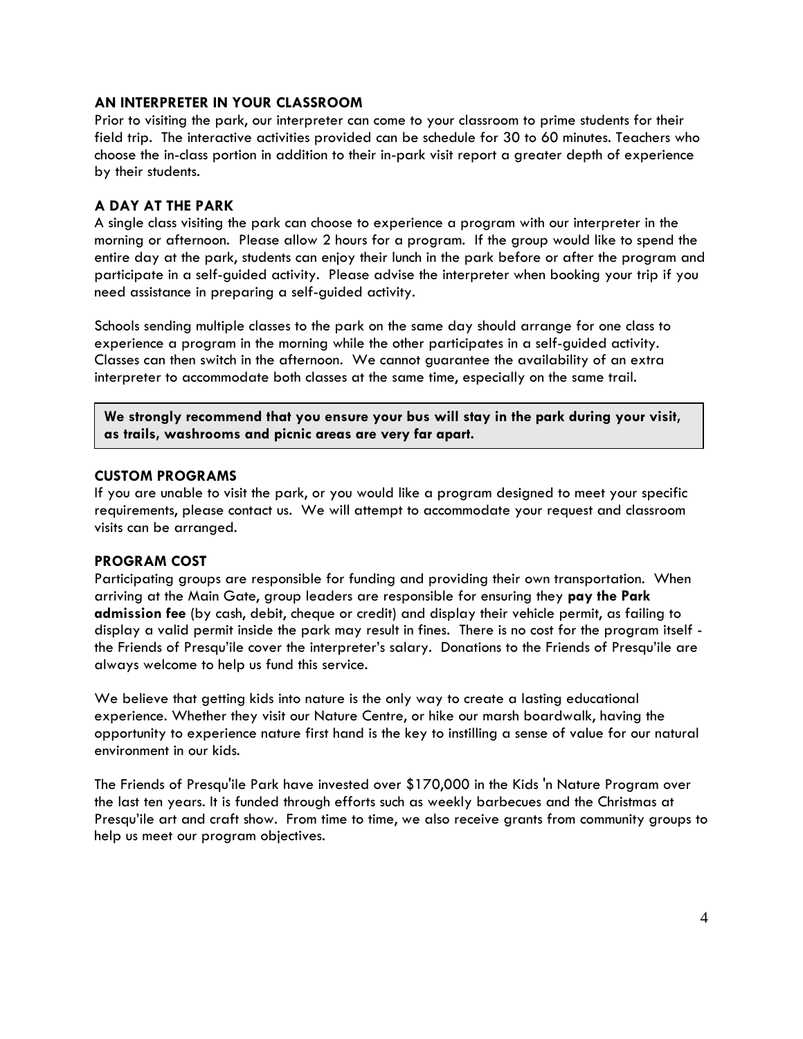## AN INTERPRETER IN YOUR CLASSROOM

Prior to visiting the park, our interpreter can come to your classroom to prime students for their field trip. The interactive activities provided can be schedule for 30 to 60 minutes. Teachers who choose the in-class portion in addition to their in-park visit report a greater depth of experience by their students.

## A DAY AT THE PARK

A single class visiting the park can choose to experience a program with our interpreter in the morning or afternoon. Please allow 2 hours for a program. If the group would like to spend the entire day at the park, students can enjoy their lunch in the park before or after the program and participate in a self-guided activity. Please advise the interpreter when booking your trip if you need assistance in preparing a self-guided activity.

Schools sending multiple classes to the park on the same day should arrange for one class to experience a program in the morning while the other participates in a self-guided activity. Classes can then switch in the afternoon. We cannot guarantee the availability of an extra interpreter to accommodate both classes at the same time, especially on the same trail.

**We strongly recommend that you ensure your bus will stay in the park during your visit, as trails, washrooms and picnic areas are very far apart.**

## CUSTOM PROGRAMS

If you are unable to visit the park, or you would like a program designed to meet your specific requirements, please contact us. We will attempt to accommodate your request and classroom visits can be arranged.

## PROGRAM COST

Participating groups are responsible for funding and providing their own transportation. When arriving at the Main Gate, group leaders are responsible for ensuring they **pay the Park admission fee** (by cash, debit, cheque or credit) and display their vehicle permit, as failing to display a valid permit inside the park may result in fines. There is no cost for the program itself - the Friends of Presqu'ile cover the interpreter's salary. Donations to the Friends of Presqu'ile are always welcome to help us fund this service.

We believe that getting kids into nature is the only way to create a lasting educational experience. Whether they visit our Nature Centre, or hike our marsh boardwalk, having the opportunity to experience nature first hand is the key to instilling a sense of value for our natural environment in our kids.

The Friends of Presqu'ile Park have invested over $170,000 in the Kids 'n Nature Program over the last ten years. It is funded through efforts such as weekly barbecues and the Christmas at Presqu'ile art and craft show. From time to time, we also receive grants from community groups to help us meet our program objectives.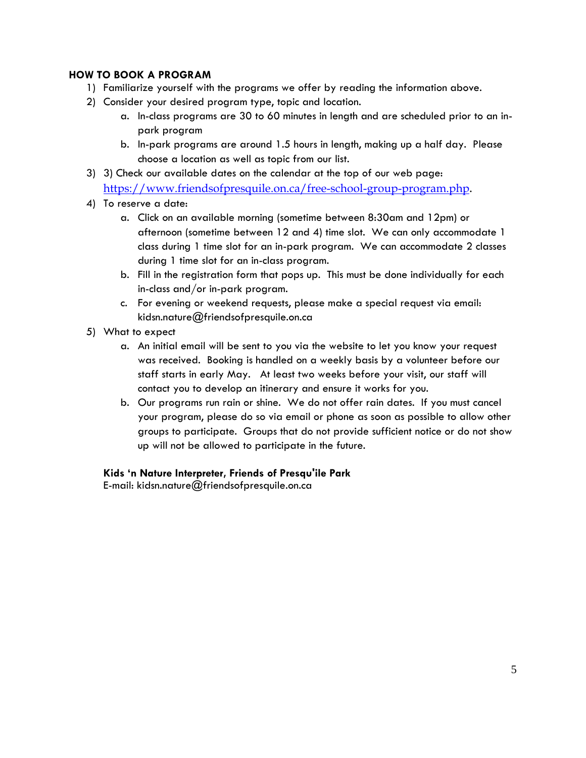**HOW TO BOOK A PROGRAM**

1) Familiarize yourself with the programs we offer by reading the information above.
2) Consider your desired program type, topic and location.
    a. In-class programs are 30 to 60 minutes in length and are scheduled prior to an in-park program
    b. In-park programs are around 1.5 hours in length, making up a half day. Please choose a location as well as topic from our list.
3) 3) Check our available dates on the calendar at the top of our web page: https://www.friendsofpresquile.on.ca/free-school-group-program.php.
4) To reserve a date:
    a. Click on an available morning (sometime between 8:30am and 12pm) or afternoon (sometime between 12 and 4) time slot. We can only accommodate 1 class during 1 time slot for an in-park program. We can accommodate 2 classes during 1 time slot for an in-class program.
    b. Fill in the registration form that pops up. This must be done individually for each in-class and/or in-park program.
    c. For evening or weekend requests, please make a special request via email: kidsn.nature@friendsofpresquile.on.ca
5) What to expect
    a. An initial email will be sent to you via the website to let you know your request was received. Booking is handled on a weekly basis by a volunteer before our staff starts in early May. At least two weeks before your visit, our staff will contact you to develop an itinerary and ensure it works for you.
    b. Our programs run rain or shine. We do not offer rain dates. If you must cancel your program, please do so via email or phone as soon as possible to allow other groups to participate. Groups that do not provide sufficient notice or do not show up will not be allowed to participate in the future.

**Kids 'n Nature Interpreter, Friends of Presqu'ile Park**
E-mail: kidsn.nature@friendsofpresquile.on.ca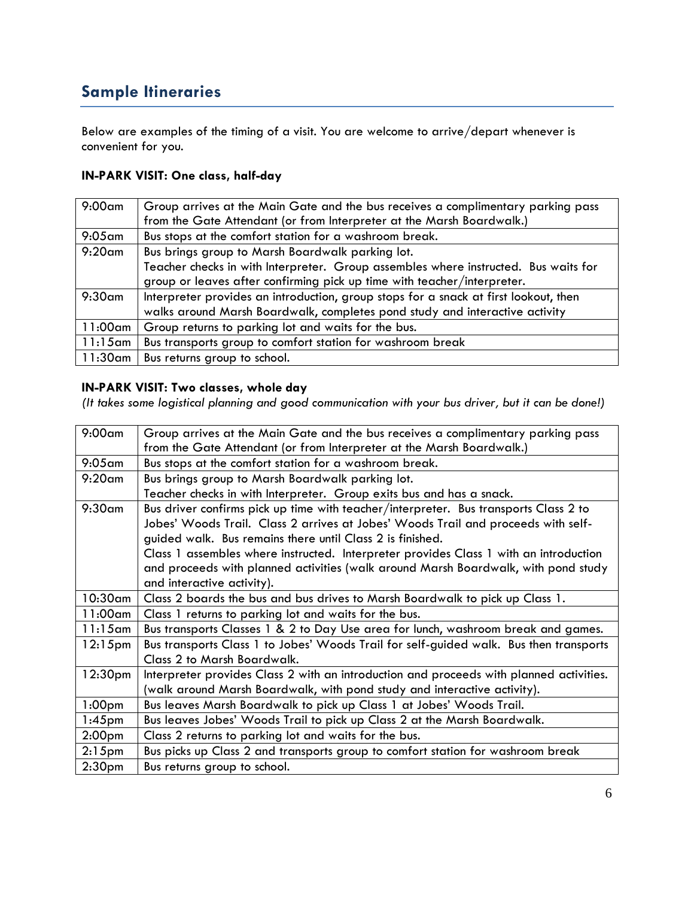## Sample Itineraries

Below are examples of the timing of a visit. You are welcome to arrive/depart whenever is convenient for you.

**IN-PARK VISIT: One class, half-day**

| | |
|---|---|
| 9:00am | Group arrives at the Main Gate and the bus receives a complimentary parking pass from the Gate Attendant (or from Interpreter at the Marsh Boardwalk.) |
| 9:05am | Bus stops at the comfort station for a washroom break. |
| 9:20am | Bus brings group to Marsh Boardwalk parking lot.<br>Teacher checks in with Interpreter. Group assembles where instructed. Bus waits for group or leaves after confirming pick up time with teacher/interpreter. |
| 9:30am | Interpreter provides an introduction, group stops for a snack at first lookout, then walks around Marsh Boardwalk, completes pond study and interactive activity |
| 11:00am | Group returns to parking lot and waits for the bus. |
| 11:15am | Bus transports group to comfort station for washroom break |
| 11:30am | Bus returns group to school. |

**IN-PARK VISIT: Two classes, whole day**

*(It takes some logistical planning and good communication with your bus driver, but it can be done!)*

| | |
|---|---|
| 9:00am | Group arrives at the Main Gate and the bus receives a complimentary parking pass from the Gate Attendant (or from Interpreter at the Marsh Boardwalk.) |
| 9:05am | Bus stops at the comfort station for a washroom break. |
| 9:20am | Bus brings group to Marsh Boardwalk parking lot.<br>Teacher checks in with Interpreter. Group exits bus and has a snack. |
| 9:30am | Bus driver confirms pick up time with teacher/interpreter. Bus transports Class 2 to Jobes' Woods Trail. Class 2 arrives at Jobes' Woods Trail and proceeds with self-guided walk. Bus remains there until Class 2 is finished.<br>Class 1 assembles where instructed. Interpreter provides Class 1 with an introduction and proceeds with planned activities (walk around Marsh Boardwalk, with pond study and interactive activity). |
| 10:30am | Class 2 boards the bus and bus drives to Marsh Boardwalk to pick up Class 1. |
| 11:00am | Class 1 returns to parking lot and waits for the bus. |
| 11:15am | Bus transports Classes 1 & 2 to Day Use area for lunch, washroom break and games. |
| 12:15pm | Bus transports Class 1 to Jobes' Woods Trail for self-guided walk. Bus then transports Class 2 to Marsh Boardwalk. |
| 12:30pm | Interpreter provides Class 2 with an introduction and proceeds with planned activities. (walk around Marsh Boardwalk, with pond study and interactive activity). |
| 1:00pm | Bus leaves Marsh Boardwalk to pick up Class 1 at Jobes' Woods Trail. |
| 1:45pm | Bus leaves Jobes' Woods Trail to pick up Class 2 at the Marsh Boardwalk. |
| 2:00pm | Class 2 returns to parking lot and waits for the bus. |
| 2:15pm | Bus picks up Class 2 and transports group to comfort station for washroom break |
| 2:30pm | Bus returns group to school. |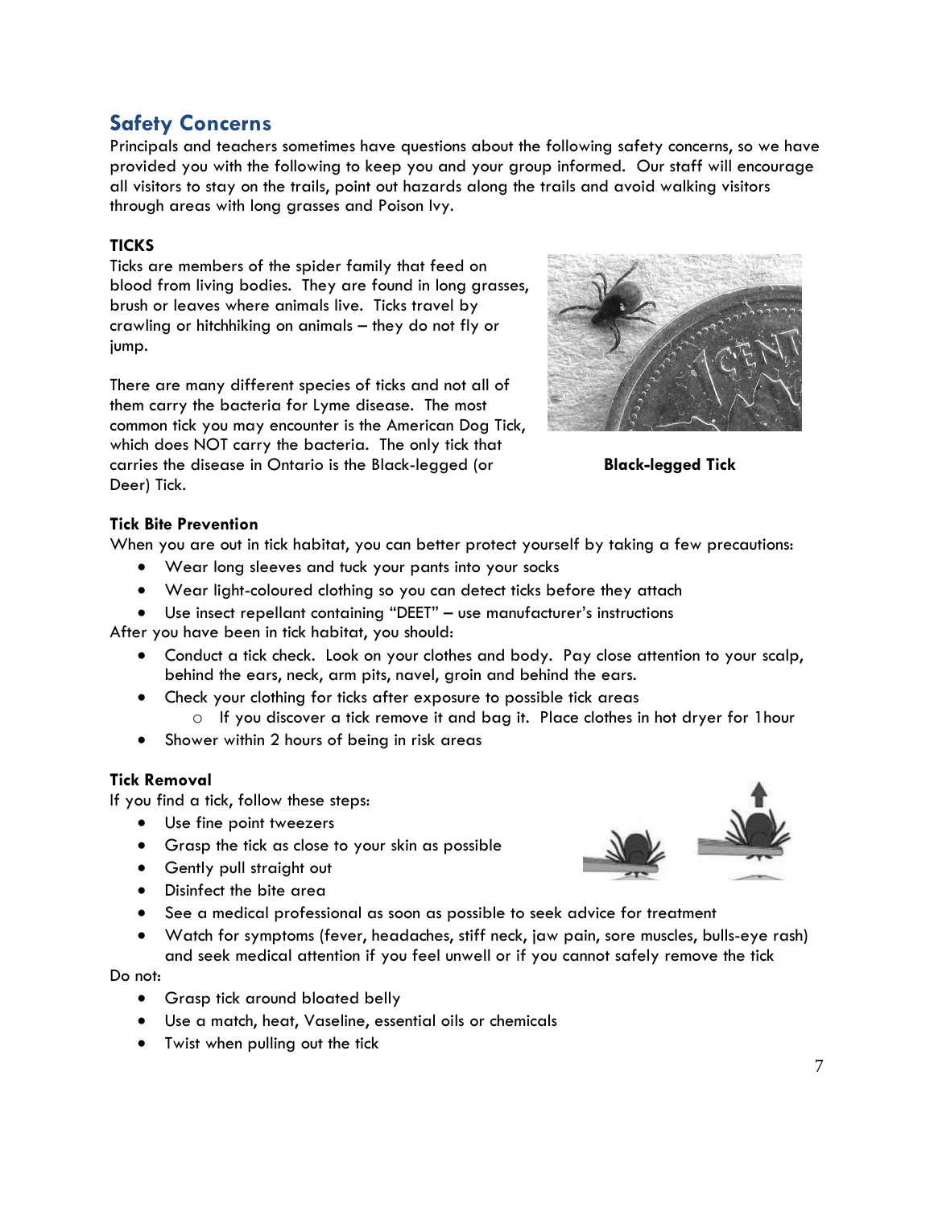## Safety Concerns

Principals and teachers sometimes have questions about the following safety concerns, so we have provided you with the following to keep you and your group informed. Our staff will encourage all visitors to stay on the trails, point out hazards along the trails and avoid walking visitors through areas with long grasses and Poison Ivy.

### TICKS

Ticks are members of the spider family that feed on blood from living bodies. They are found in long grasses, brush or leaves where animals live. Ticks travel by crawling or hitchhiking on animals – they do not fly or jump.

There are many different species of ticks and not all of them carry the bacteria for Lyme disease. The most common tick you may encounter is the American Dog Tick, which does NOT carry the bacteria. The only tick that carries the disease in Ontario is the Black-legged (or Deer) Tick.

**Black-legged Tick**

### Tick Bite Prevention

When you are out in tick habitat, you can better protect yourself by taking a few precautions:

- Wear long sleeves and tuck your pants into your socks
- Wear light-coloured clothing so you can detect ticks before they attach
- Use insect repellant containing "DEET" – use manufacturer's instructions

After you have been in tick habitat, you should:

- Conduct a tick check. Look on your clothes and body. Pay close attention to your scalp, behind the ears, neck, arm pits, navel, groin and behind the ears.
- Check your clothing for ticks after exposure to possible tick areas
  - If you discover a tick remove it and bag it. Place clothes in hot dryer for 1hour
- Shower within 2 hours of being in risk areas

### Tick Removal

If you find a tick, follow these steps:

- Use fine point tweezers
- Grasp the tick as close to your skin as possible
- Gently pull straight out
- Disinfect the bite area
- See a medical professional as soon as possible to seek advice for treatment
- Watch for symptoms (fever, headaches, stiff neck, jaw pain, sore muscles, bulls-eye rash) and seek medical attention if you feel unwell or if you cannot safely remove the tick

Do not:

- Grasp tick around bloated belly
- Use a match, heat, Vaseline, essential oils or chemicals
- Twist when pulling out the tick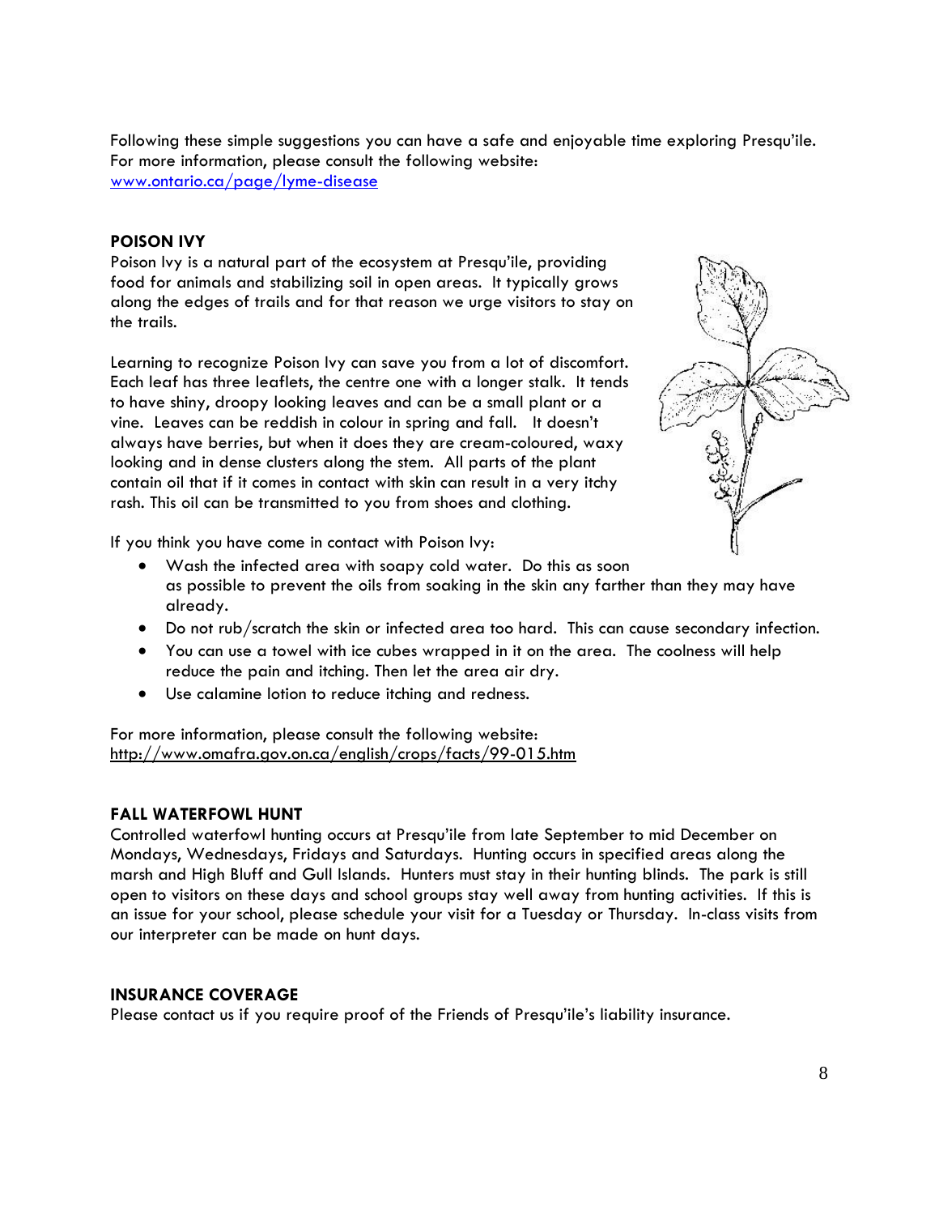Following these simple suggestions you can have a safe and enjoyable time exploring Presqu'ile. For more information, please consult the following website: [www.ontario.ca/page/lyme-disease](www.ontario.ca/page/lyme-disease)

## POISON IVY

Poison Ivy is a natural part of the ecosystem at Presqu'ile, providing food for animals and stabilizing soil in open areas. It typically grows along the edges of trails and for that reason we urge visitors to stay on the trails.

Learning to recognize Poison Ivy can save you from a lot of discomfort. Each leaf has three leaflets, the centre one with a longer stalk. It tends to have shiny, droopy looking leaves and can be a small plant or a vine. Leaves can be reddish in colour in spring and fall. It doesn't always have berries, but when it does they are cream-coloured, waxy looking and in dense clusters along the stem. All parts of the plant contain oil that if it comes in contact with skin can result in a very itchy rash. This oil can be transmitted to you from shoes and clothing.

If you think you have come in contact with Poison Ivy:

- Wash the infected area with soapy cold water. Do this as soon as possible to prevent the oils from soaking in the skin any farther than they may have already.
- Do not rub/scratch the skin or infected area too hard. This can cause secondary infection.
- You can use a towel with ice cubes wrapped in it on the area. The coolness will help reduce the pain and itching. Then let the area air dry.
- Use calamine lotion to reduce itching and redness.

For more information, please consult the following website: [http://www.omafra.gov.on.ca/english/crops/facts/99-015.htm](http://www.omafra.gov.on.ca/english/crops/facts/99-015.htm)

## FALL WATERFOWL HUNT

Controlled waterfowl hunting occurs at Presqu'ile from late September to mid December on Mondays, Wednesdays, Fridays and Saturdays. Hunting occurs in specified areas along the marsh and High Bluff and Gull Islands. Hunters must stay in their hunting blinds. The park is still open to visitors on these days and school groups stay well away from hunting activities. If this is an issue for your school, please schedule your visit for a Tuesday or Thursday. In-class visits from our interpreter can be made on hunt days.

## INSURANCE COVERAGE

Please contact us if you require proof of the Friends of Presqu'ile's liability insurance.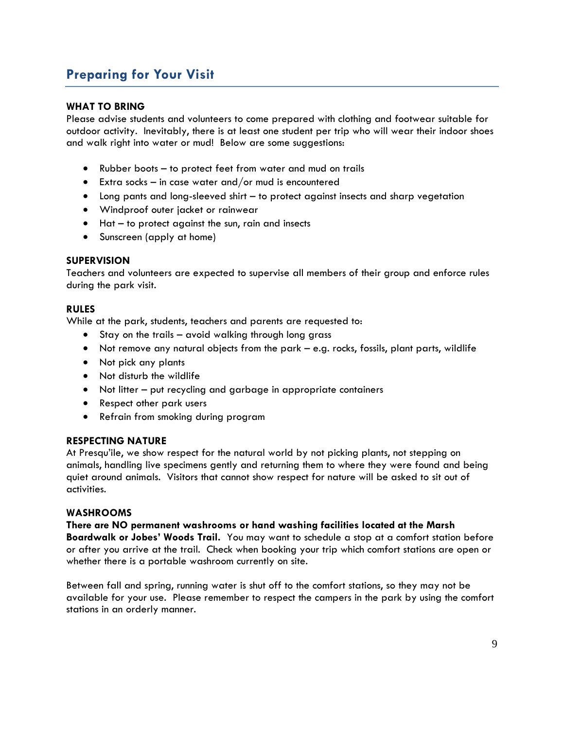## Preparing for Your Visit

### WHAT TO BRING

Please advise students and volunteers to come prepared with clothing and footwear suitable for outdoor activity. Inevitably, there is at least one student per trip who will wear their indoor shoes and walk right into water or mud! Below are some suggestions:

- Rubber boots – to protect feet from water and mud on trails
- Extra socks – in case water and/or mud is encountered
- Long pants and long-sleeved shirt – to protect against insects and sharp vegetation
- Windproof outer jacket or rainwear
- Hat – to protect against the sun, rain and insects
- Sunscreen (apply at home)

### SUPERVISION

Teachers and volunteers are expected to supervise all members of their group and enforce rules during the park visit.

### RULES

While at the park, students, teachers and parents are requested to:

- Stay on the trails – avoid walking through long grass
- Not remove any natural objects from the park – e.g. rocks, fossils, plant parts, wildlife
- Not pick any plants
- Not disturb the wildlife
- Not litter – put recycling and garbage in appropriate containers
- Respect other park users
- Refrain from smoking during program

### RESPECTING NATURE

At Presqu'ile, we show respect for the natural world by not picking plants, not stepping on animals, handling live specimens gently and returning them to where they were found and being quiet around animals. Visitors that cannot show respect for nature will be asked to sit out of activities.

### WASHROOMS

**There are NO permanent washrooms or hand washing facilities located at the Marsh Boardwalk or Jobes' Woods Trail.** You may want to schedule a stop at a comfort station before or after you arrive at the trail. Check when booking your trip which comfort stations are open or whether there is a portable washroom currently on site.

Between fall and spring, running water is shut off to the comfort stations, so they may not be available for your use. Please remember to respect the campers in the park by using the comfort stations in an orderly manner.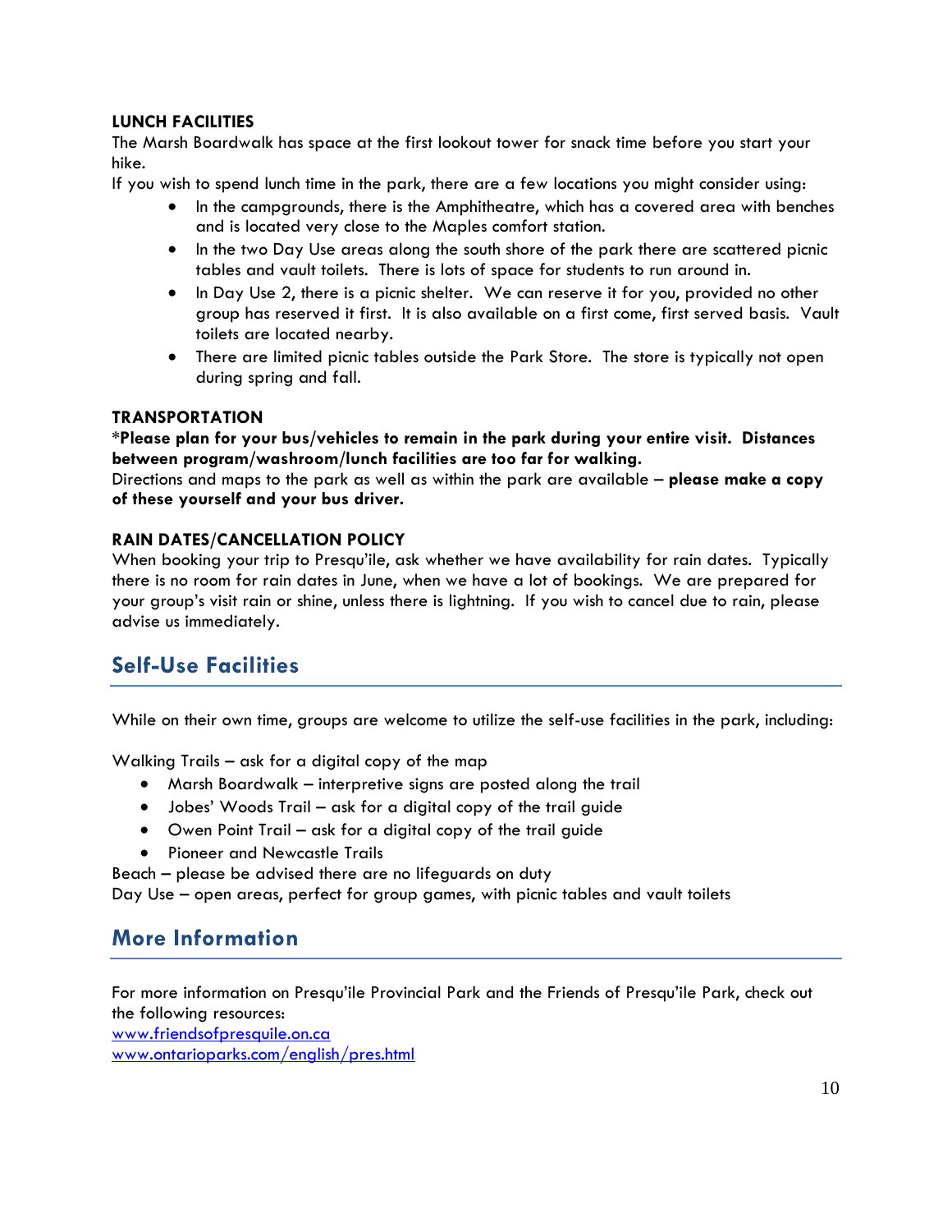### LUNCH FACILITIES

The Marsh Boardwalk has space at the first lookout tower for snack time before you start your hike.

If you wish to spend lunch time in the park, there are a few locations you might consider using:

- In the campgrounds, there is the Amphitheatre, which has a covered area with benches and is located very close to the Maples comfort station.
- In the two Day Use areas along the south shore of the park there are scattered picnic tables and vault toilets. There is lots of space for students to run around in.
- In Day Use 2, there is a picnic shelter. We can reserve it for you, provided no other group has reserved it first. It is also available on a first come, first served basis. Vault toilets are located nearby.
- There are limited picnic tables outside the Park Store. The store is typically not open during spring and fall.

### TRANSPORTATION

***Please plan for your bus/vehicles to remain in the park during your entire visit. Distances between program/washroom/lunch facilities are too far for walking.**

Directions and maps to the park as well as within the park are available – **please make a copy of these yourself and your bus driver.**

### RAIN DATES/CANCELLATION POLICY

When booking your trip to Presqu'ile, ask whether we have availability for rain dates. Typically there is no room for rain dates in June, when we have a lot of bookings. We are prepared for your group's visit rain or shine, unless there is lightning. If you wish to cancel due to rain, please advise us immediately.

## Self-Use Facilities

While on their own time, groups are welcome to utilize the self-use facilities in the park, including:

Walking Trails – ask for a digital copy of the map

- Marsh Boardwalk – interpretive signs are posted along the trail
- Jobes' Woods Trail – ask for a digital copy of the trail guide
- Owen Point Trail – ask for a digital copy of the trail guide
- Pioneer and Newcastle Trails

Beach – please be advised there are no lifeguards on duty

Day Use – open areas, perfect for group games, with picnic tables and vault toilets

## More Information

For more information on Presqu'ile Provincial Park and the Friends of Presqu'ile Park, check out the following resources:

[www.friendsofpresquile.on.ca](http://www.friendsofpresquile.on.ca)

[www.ontarioparks.com/english/pres.html](http://www.ontarioparks.com/english/pres.html)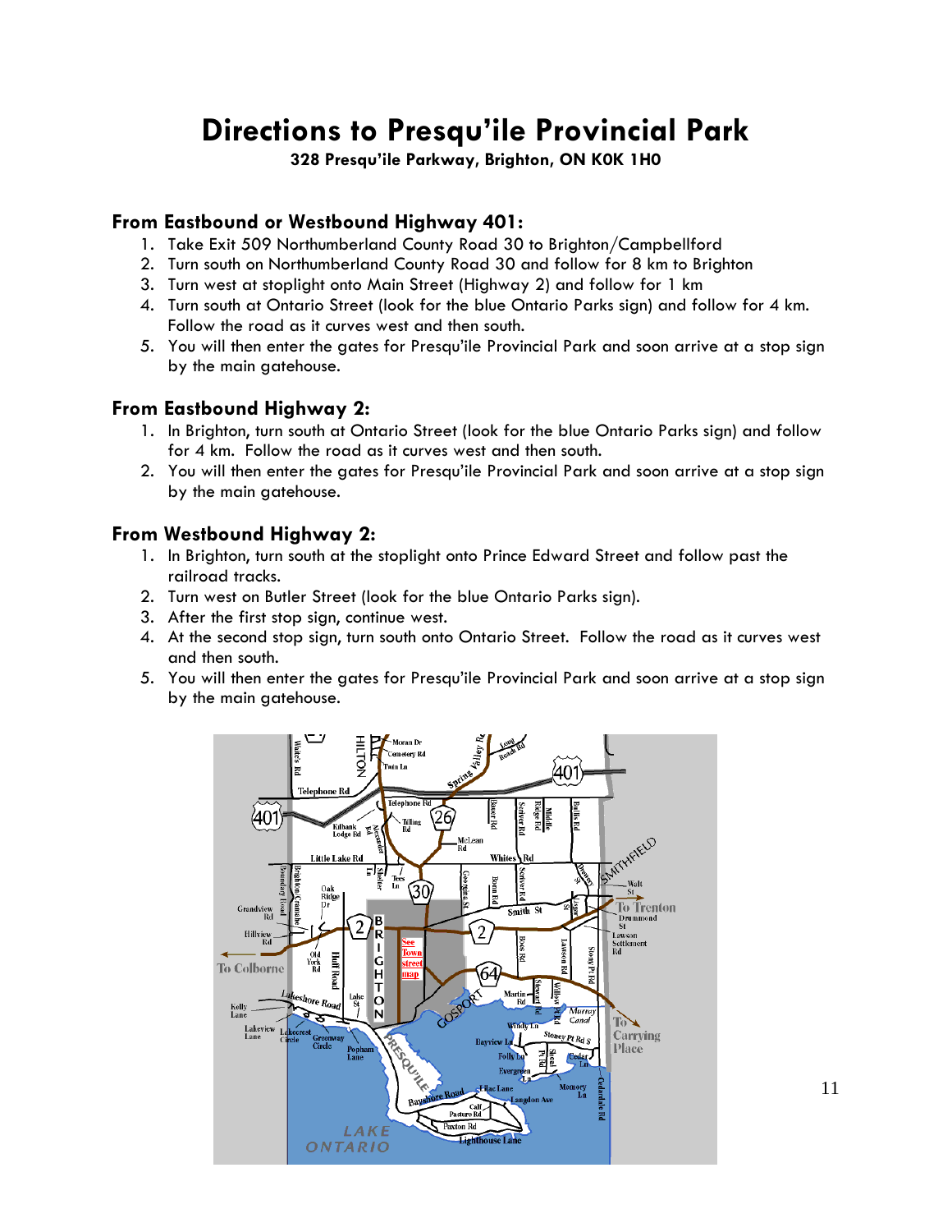# Directions to Presqu'ile Provincial Park

**328 Presqu'ile Parkway, Brighton, ON K0K 1H0**

### From Eastbound or Westbound Highway 401:

1. Take Exit 509 Northumberland County Road 30 to Brighton/Campbellford
2. Turn south on Northumberland County Road 30 and follow for 8 km to Brighton
3. Turn west at stoplight onto Main Street (Highway 2) and follow for 1 km
4. Turn south at Ontario Street (look for the blue Ontario Parks sign) and follow for 4 km. Follow the road as it curves west and then south.
5. You will then enter the gates for Presqu'ile Provincial Park and soon arrive at a stop sign by the main gatehouse.

### From Eastbound Highway 2:

1. In Brighton, turn south at Ontario Street (look for the blue Ontario Parks sign) and follow for 4 km. Follow the road as it curves west and then south.
2. You will then enter the gates for Presqu'ile Provincial Park and soon arrive at a stop sign by the main gatehouse.

### From Westbound Highway 2:

1. In Brighton, turn south at the stoplight onto Prince Edward Street and follow past the railroad tracks.
2. Turn west on Butler Street (look for the blue Ontario Parks sign).
3. After the first stop sign, continue west.
4. At the second stop sign, turn south onto Ontario Street. Follow the road as it curves west and then south.
5. You will then enter the gates for Presqu'ile Provincial Park and soon arrive at a stop sign by the main gatehouse.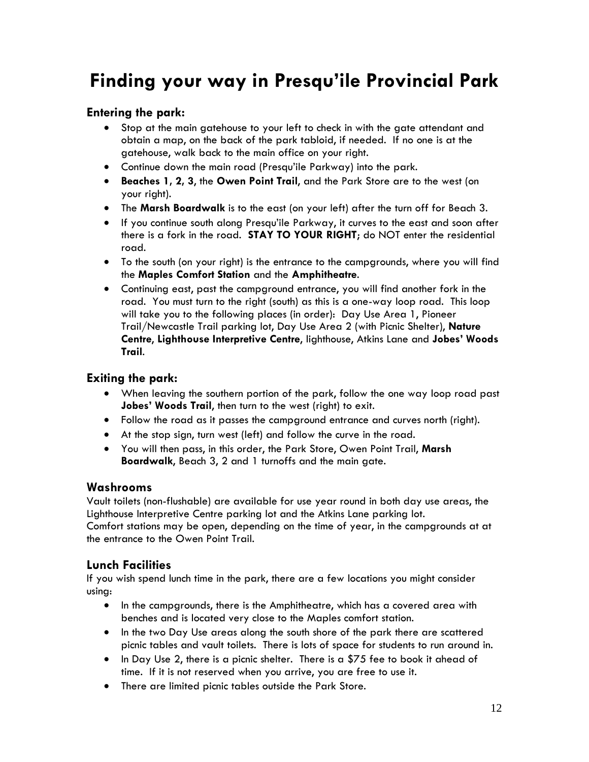# Finding your way in Presqu'ile Provincial Park

### Entering the park:

- Stop at the main gatehouse to your left to check in with the gate attendant and obtain a map, on the back of the park tabloid, if needed. If no one is at the gatehouse, walk back to the main office on your right.
- Continue down the main road (Presqu'ile Parkway) into the park.
- **Beaches 1**, **2**, **3**, the **Owen Point Trail**, and the Park Store are to the west (on your right).
- The **Marsh Boardwalk** is to the east (on your left) after the turn off for Beach 3.
- If you continue south along Presqu'ile Parkway, it curves to the east and soon after there is a fork in the road. **STAY TO YOUR RIGHT**; do NOT enter the residential road.
- To the south (on your right) is the entrance to the campgrounds, where you will find the **Maples Comfort Station** and the **Amphitheatre**.
- Continuing east, past the campground entrance, you will find another fork in the road. You must turn to the right (south) as this is a one-way loop road. This loop will take you to the following places (in order): Day Use Area 1, Pioneer Trail/Newcastle Trail parking lot, Day Use Area 2 (with Picnic Shelter), **Nature Centre**, **Lighthouse Interpretive Centre**, lighthouse, Atkins Lane and **Jobes' Woods Trail**.

### Exiting the park:

- When leaving the southern portion of the park, follow the one way loop road past **Jobes' Woods Trail**, then turn to the west (right) to exit.
- Follow the road as it passes the campground entrance and curves north (right).
- At the stop sign, turn west (left) and follow the curve in the road.
- You will then pass, in this order, the Park Store, Owen Point Trail, **Marsh Boardwalk**, Beach 3, 2 and 1 turnoffs and the main gate.

### Washrooms

Vault toilets (non-flushable) are available for use year round in both day use areas, the Lighthouse Interpretive Centre parking lot and the Atkins Lane parking lot.
Comfort stations may be open, depending on the time of year, in the campgrounds at at the entrance to the Owen Point Trail.

### Lunch Facilities

If you wish spend lunch time in the park, there are a few locations you might consider using:

- In the campgrounds, there is the Amphitheatre, which has a covered area with benches and is located very close to the Maples comfort station.
- In the two Day Use areas along the south shore of the park there are scattered picnic tables and vault toilets. There is lots of space for students to run around in.
- In Day Use 2, there is a picnic shelter. There is a $75 fee to book it ahead of time. If it is not reserved when you arrive, you are free to use it.
- There are limited picnic tables outside the Park Store.